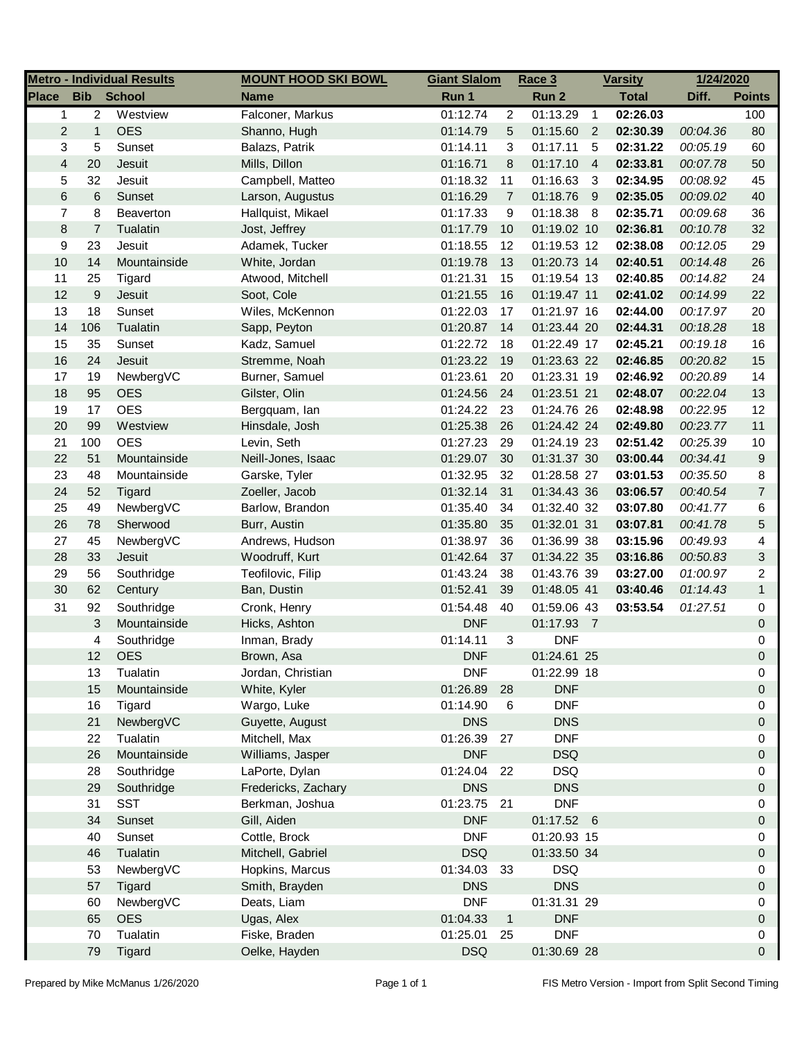| Metro - Individual Results | | | MOUNT HOOD SKI BOWL | Giant Slalom | | Race 3 | | Varsity | 1/24/2020 | |
|---|---|---|---|---|---|---|---|---|---|---|
| **Place** | **Bib** | **School** | **Name** | **Run 1** | | **Run 2** | | **Total** | **Diff.** | **Points** |
| 1 | 2 | Westview | Falconer, Markus | 01:12.74 | 2 | 01:13.29 | 1 | **02:26.03** | | 100 |
| 2 | 1 | OES | Shanno, Hugh | 01:14.79 | 5 | 01:15.60 | 2 | **02:30.39** | *00:04.36* | 80 |
| 3 | 5 | Sunset | Balazs, Patrik | 01:14.11 | 3 | 01:17.11 | 5 | **02:31.22** | *00:05.19* | 60 |
| 4 | 20 | Jesuit | Mills, Dillon | 01:16.71 | 8 | 01:17.10 | 4 | **02:33.81** | *00:07.78* | 50 |
| 5 | 32 | Jesuit | Campbell, Matteo | 01:18.32 | 11 | 01:16.63 | 3 | **02:34.95** | *00:08.92* | 45 |
| 6 | 6 | Sunset | Larson, Augustus | 01:16.29 | 7 | 01:18.76 | 9 | **02:35.05** | *00:09.02* | 40 |
| 7 | 8 | Beaverton | Hallquist, Mikael | 01:17.33 | 9 | 01:18.38 | 8 | **02:35.71** | *00:09.68* | 36 |
| 8 | 7 | Tualatin | Jost, Jeffrey | 01:17.79 | 10 | 01:19.02 | 10 | **02:36.81** | *00:10.78* | 32 |
| 9 | 23 | Jesuit | Adamek, Tucker | 01:18.55 | 12 | 01:19.53 | 12 | **02:38.08** | *00:12.05* | 29 |
| 10 | 14 | Mountainside | White, Jordan | 01:19.78 | 13 | 01:20.73 | 14 | **02:40.51** | *00:14.48* | 26 |
| 11 | 25 | Tigard | Atwood, Mitchell | 01:21.31 | 15 | 01:19.54 | 13 | **02:40.85** | *00:14.82* | 24 |
| 12 | 9 | Jesuit | Soot, Cole | 01:21.55 | 16 | 01:19.47 | 11 | **02:41.02** | *00:14.99* | 22 |
| 13 | 18 | Sunset | Wiles, McKennon | 01:22.03 | 17 | 01:21.97 | 16 | **02:44.00** | *00:17.97* | 20 |
| 14 | 106 | Tualatin | Sapp, Peyton | 01:20.87 | 14 | 01:23.44 | 20 | **02:44.31** | *00:18.28* | 18 |
| 15 | 35 | Sunset | Kadz, Samuel | 01:22.72 | 18 | 01:22.49 | 17 | **02:45.21** | *00:19.18* | 16 |
| 16 | 24 | Jesuit | Stremme, Noah | 01:23.22 | 19 | 01:23.63 | 22 | **02:46.85** | *00:20.82* | 15 |
| 17 | 19 | NewbergVC | Burner, Samuel | 01:23.61 | 20 | 01:23.31 | 19 | **02:46.92** | *00:20.89* | 14 |
| 18 | 95 | OES | Gilster, Olin | 01:24.56 | 24 | 01:23.51 | 21 | **02:48.07** | *00:22.04* | 13 |
| 19 | 17 | OES | Bergquam, Ian | 01:24.22 | 23 | 01:24.76 | 26 | **02:48.98** | *00:22.95* | 12 |
| 20 | 99 | Westview | Hinsdale, Josh | 01:25.38 | 26 | 01:24.42 | 24 | **02:49.80** | *00:23.77* | 11 |
| 21 | 100 | OES | Levin, Seth | 01:27.23 | 29 | 01:24.19 | 23 | **02:51.42** | *00:25.39* | 10 |
| 22 | 51 | Mountainside | Neill-Jones, Isaac | 01:29.07 | 30 | 01:31.37 | 30 | **03:00.44** | *00:34.41* | 9 |
| 23 | 48 | Mountainside | Garske, Tyler | 01:32.95 | 32 | 01:28.58 | 27 | **03:01.53** | *00:35.50* | 8 |
| 24 | 52 | Tigard | Zoeller, Jacob | 01:32.14 | 31 | 01:34.43 | 36 | **03:06.57** | *00:40.54* | 7 |
| 25 | 49 | NewbergVC | Barlow, Brandon | 01:35.40 | 34 | 01:32.40 | 32 | **03:07.80** | *00:41.77* | 6 |
| 26 | 78 | Sherwood | Burr, Austin | 01:35.80 | 35 | 01:32.01 | 31 | **03:07.81** | *00:41.78* | 5 |
| 27 | 45 | NewbergVC | Andrews, Hudson | 01:38.97 | 36 | 01:36.99 | 38 | **03:15.96** | *00:49.93* | 4 |
| 28 | 33 | Jesuit | Woodruff, Kurt | 01:42.64 | 37 | 01:34.22 | 35 | **03:16.86** | *00:50.83* | 3 |
| 29 | 56 | Southridge | Teofilovic, Filip | 01:43.24 | 38 | 01:43.76 | 39 | **03:27.00** | *01:00.97* | 2 |
| 30 | 62 | Century | Ban, Dustin | 01:52.41 | 39 | 01:48.05 | 41 | **03:40.46** | *01:14.43* | 1 |
| 31 | 92 | Southridge | Cronk, Henry | 01:54.48 | 40 | 01:59.06 | 43 | **03:53.54** | *01:27.51* | 0 |
| | 3 | Mountainside | Hicks, Ashton | DNF | | 01:17.93 | 7 | | | 0 |
| | 4 | Southridge | Inman, Brady | 01:14.11 | 3 | DNF | | | | 0 |
| | 12 | OES | Brown, Asa | DNF | | 01:24.61 | 25 | | | 0 |
| | 13 | Tualatin | Jordan, Christian | DNF | | 01:22.99 | 18 | | | 0 |
| | 15 | Mountainside | White, Kyler | 01:26.89 | 28 | DNF | | | | 0 |
| | 16 | Tigard | Wargo, Luke | 01:14.90 | 6 | DNF | | | | 0 |
| | 21 | NewbergVC | Guyette, August | DNS | | DNS | | | | 0 |
| | 22 | Tualatin | Mitchell, Max | 01:26.39 | 27 | DNF | | | | 0 |
| | 26 | Mountainside | Williams, Jasper | DNF | | DSQ | | | | 0 |
| | 28 | Southridge | LaPorte, Dylan | 01:24.04 | 22 | DSQ | | | | 0 |
| | 29 | Southridge | Fredericks, Zachary | DNS | | DNS | | | | 0 |
| | 31 | SST | Berkman, Joshua | 01:23.75 | 21 | DNF | | | | 0 |
| | 34 | Sunset | Gill, Aiden | DNF | | 01:17.52 | 6 | | | 0 |
| | 40 | Sunset | Cottle, Brock | DNF | | 01:20.93 | 15 | | | 0 |
| | 46 | Tualatin | Mitchell, Gabriel | DSQ | | 01:33.50 | 34 | | | 0 |
| | 53 | NewbergVC | Hopkins, Marcus | 01:34.03 | 33 | DSQ | | | | 0 |
| | 57 | Tigard | Smith, Brayden | DNS | | DNS | | | | 0 |
| | 60 | NewbergVC | Deats, Liam | DNF | | 01:31.31 | 29 | | | 0 |
| | 65 | OES | Ugas, Alex | 01:04.33 | 1 | DNF | | | | 0 |
| | 70 | Tualatin | Fiske, Braden | 01:25.01 | 25 | DNF | | | | 0 |
| | 79 | Tigard | Oelke, Hayden | DSQ | | 01:30.69 | 28 | | | 0 |

Prepared by Mike McManus 1/26/2020 FIS Metro Version - Import from Split Second Timing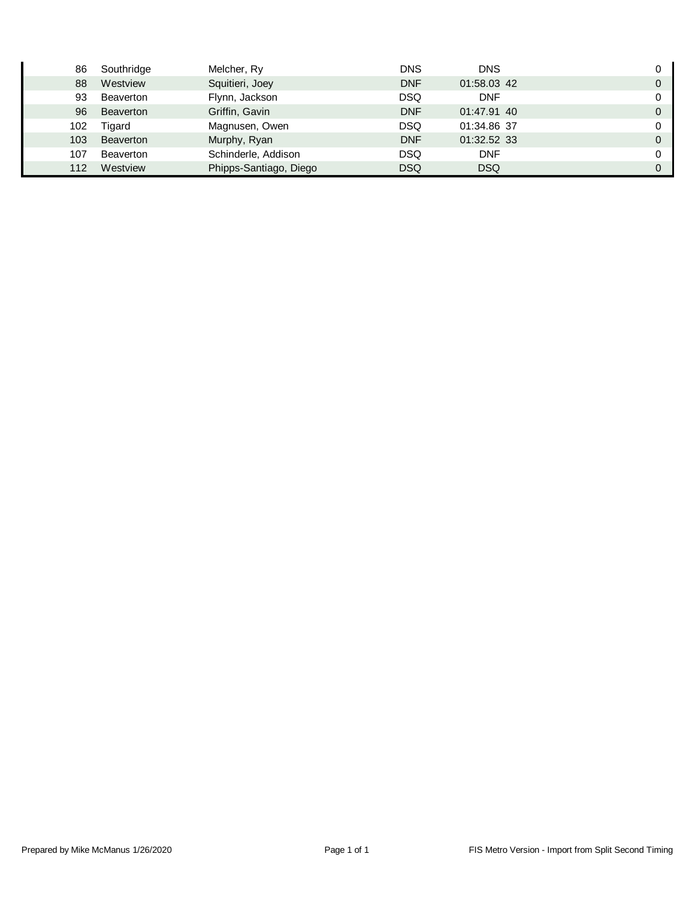| | | | | | | |
|---|---|---|---|---|---|---|
| 86 | Southridge | Melcher, Ry | DNS | DNS | | 0 |
| 88 | Westview | Squitieri, Joey | DNF | 01:58.03 | 42 | 0 |
| 93 | Beaverton | Flynn, Jackson | DSQ | DNF | | 0 |
| 96 | Beaverton | Griffin, Gavin | DNF | 01:47.91 | 40 | 0 |
| 102 | Tigard | Magnusen, Owen | DSQ | 01:34.86 | 37 | 0 |
| 103 | Beaverton | Murphy, Ryan | DNF | 01:32.52 | 33 | 0 |
| 107 | Beaverton | Schinderle, Addison | DSQ | DNF | | 0 |
| 112 | Westview | Phipps-Santiago, Diego | DSQ | DSQ | | 0 |

Prepared by Mike McManus 1/26/2020

FIS Metro Version - Import from Split Second Timing